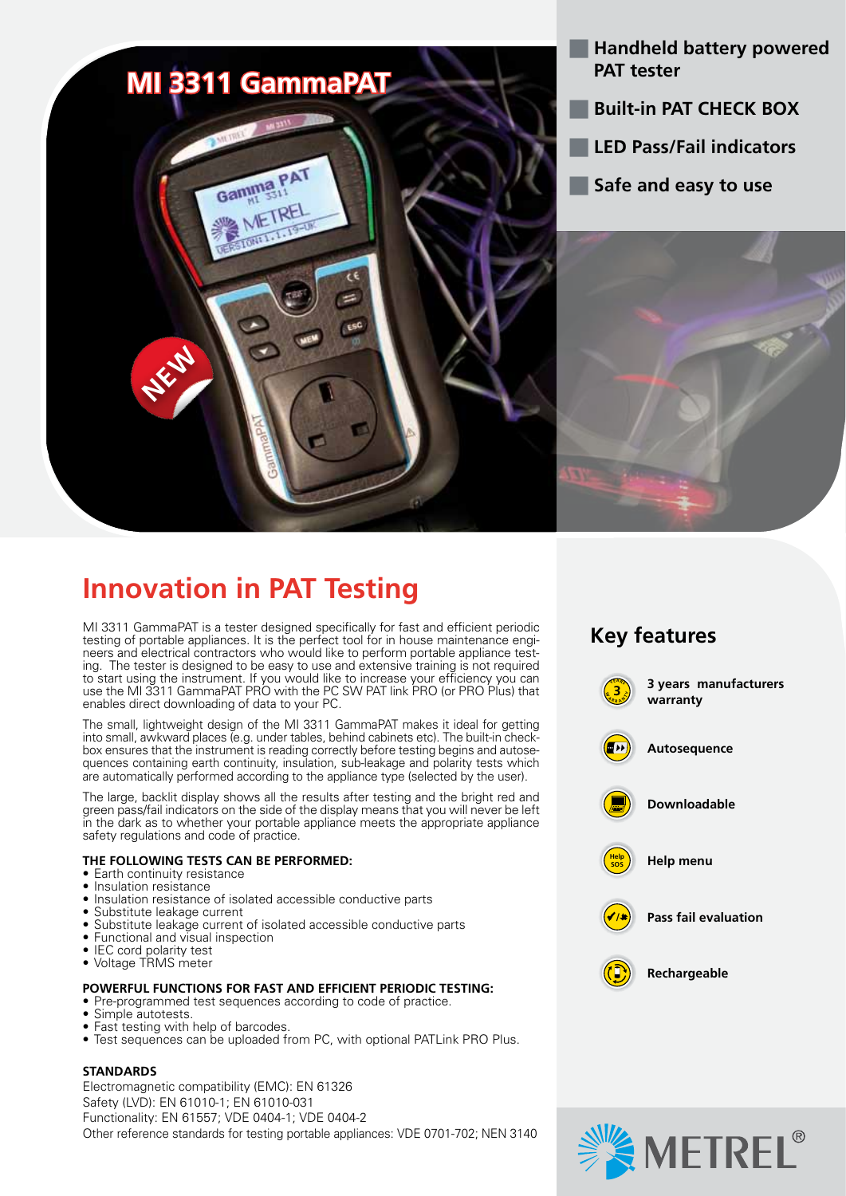# MI 3311 GammaPAT

- Handheld battery powered PAT tester
- Built-in PAT CHECK BOX
- LED Pass/Fail indicators
- Safe and easy to use

## Innovation in PAT Testing

MI 3311 GammaPAT is a tester designed specifically for fast and efficient periodic testing of portable appliances. It is the perfect tool for in house maintenance engineers and electrical contractors who would like to perform portable appliance testing. The tester is designed to be easy to use and extensive training is not required to start using the instrument. If you would like to increase your efficiency you can use the MI 3311 GammaPAT PRO with the PC SW PAT link PRO (or PRO Plus) that enables direct downloading of data to your PC.

The small, lightweight design of the MI 3311 GammaPAT makes it ideal for getting into small, awkward places (e.g. under tables, behind cabinets etc). The built-in checkbox ensures that the instrument is reading correctly before testing begins and autosequences containing earth continuity, insulation resistance, sub-leakage and polarity tests which are automatically performed according to the appliance type (selected by the user).

The large, backlit display shows all the results after testing and the bright red and green pass/fail indicators on the side of the display means that you will never be left in the dark as to whether your portable appliance meets the appropriate appliance safety regulations and code of practice.

**THE FOLLOWING TESTS CAN BE PERFORMED:**

- Earth continuity resistance
- Insulation resistance
- Insulation resistance of isolated accessible conductive parts
- Substitute leakage current
- Substitute leakage current of isolated accessible conductive parts
- Functional and visual inspection
- IEC cord polarity test
- Voltage TRMS meter

**POWERFUL FUNCTIONS FOR FAST AND EFFICIENT PERIODIC TESTING:**

- Pre-programmed test sequences according to code of practice.
- Simple autotests.
- Fast testing with help of barcodes.
- Test sequences can be uploaded from PC, with optional PATLink PRO Plus.

**STANDARDS**

Electromagnetic compatibility (EMC): EN 61326
Safety (LVD): EN 61010-1; EN 61010-031
Functionality: EN 61557; VDE 0404-1; VDE 0404-2
Other reference standards for testing portable appliances: VDE 0701-702; NEN 3140

## Key features

- 3 years manufacturers warranty
- Autosequence
- Downloadable
- Help menu
- Pass fail evaluation
- Rechargeable

METREL®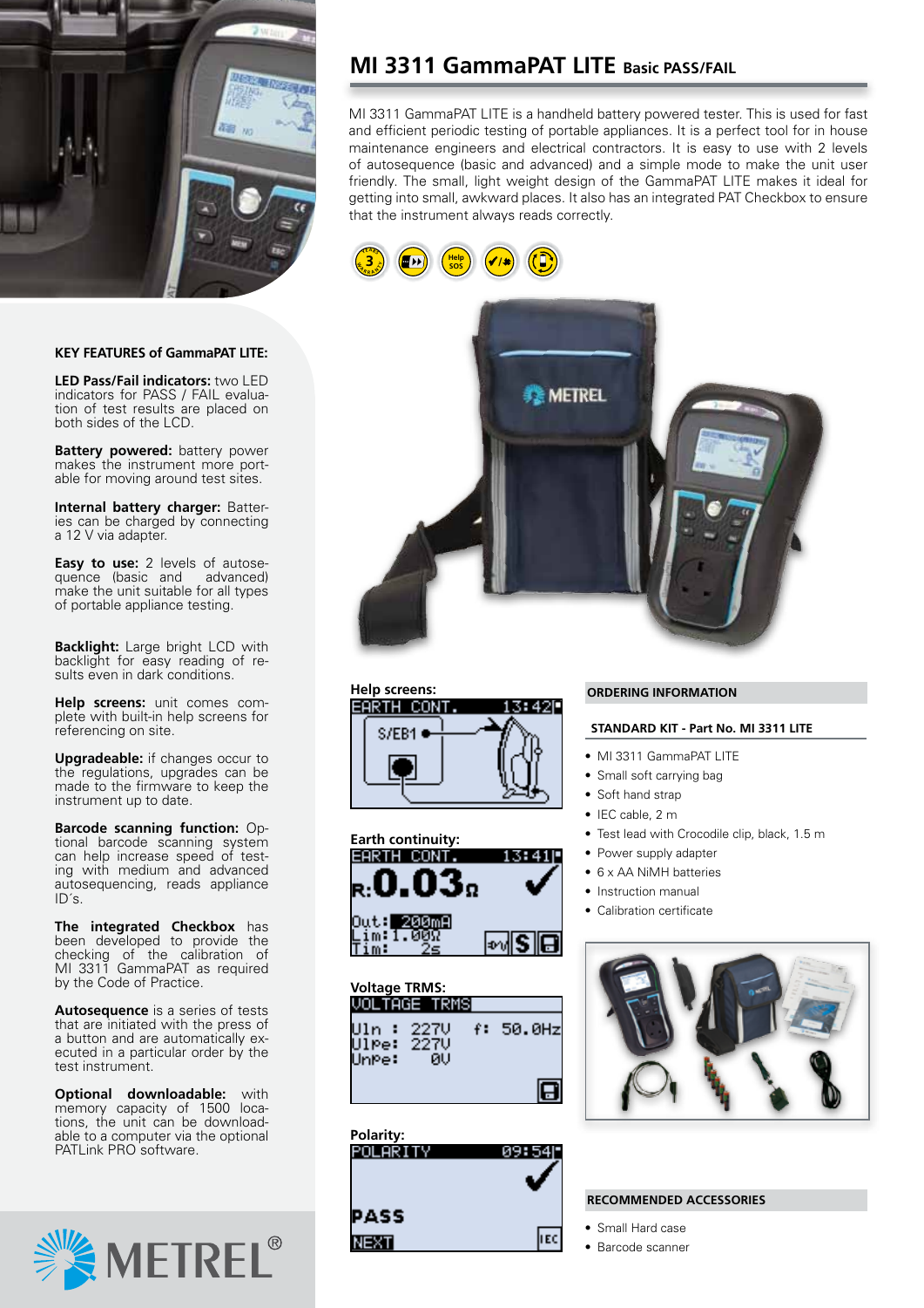# MI 3311 GammaPAT LITE Basic PASS/FAIL

MI 3311 GammaPAT LITE is a handheld battery powered tester. This is used for fast and efficient periodic testing of portable appliances. It is a perfect tool for in house maintenance engineers and electrical contractors. It is easy to use with 2 levels of autosequence (basic and advanced) and a simple mode to make the unit user friendly. The small, light weight design of the GammaPAT LITE makes it ideal for getting into small, awkward places. It also has an integrated PAT Checkbox to ensure that the instrument always reads correctly.

### KEY FEATURES of GammaPAT LITE:

**LED Pass/Fail indicators:** two LED indicators for PASS / FAIL evaluation of test results are placed on both sides of the LCD.

**Battery powered:** battery power makes the instrument more portable for moving around test sites.

**Internal battery charger:** Batteries can be charged by connecting a 12 V via adapter.

**Easy to use:** 2 levels of autosequence (basic and advanced) make the unit suitable for all types of portable appliance testing.

**Backlight:** Large bright LCD with backlight for easy reading of results even in dark conditions.

**Help screens:** unit comes complete with built-in help screens for referencing on site.

**Upgradeable:** if changes occur to the regulations, upgrades can be made to the firmware to keep the instrument up to date.

**Barcode scanning function:** Optional barcode scanning system can help increase speed of testing with medium and advanced autosequencing, reads appliance ID´s.

**The integrated Checkbox** has been developed to provide the checking of the MI 3311 GammaPAT as required by the Code of Practice.

**Autosequence** is a series of tests that are initiated with the press of a button and are automatically executed in a particular order by the test instrument.

**Optional downloadable:** with memory capacity of 1500 locations, the unit can be downloadable to a computer via the optional PATLink PRO software.

**Help screens:**

**Earth continuity:**

**Voltage TRMS:**

**Polarity:**

### ORDERING INFORMATION

**STANDARD KIT - Part No. MI 3311 LITE**

- MI 3311 GammaPAT LITE
- Small soft carrying bag
- Soft hand strap
- IEC cable, 2 m
- Test lead with Crocodile clip, black, 1.5 m
- Power supply adapter
- 6 x AA NiMH batteries
- Instruction manual
- Calibration certificate

### RECOMMENDED ACCESSORIES

- Small Hard case
- Barcode scanner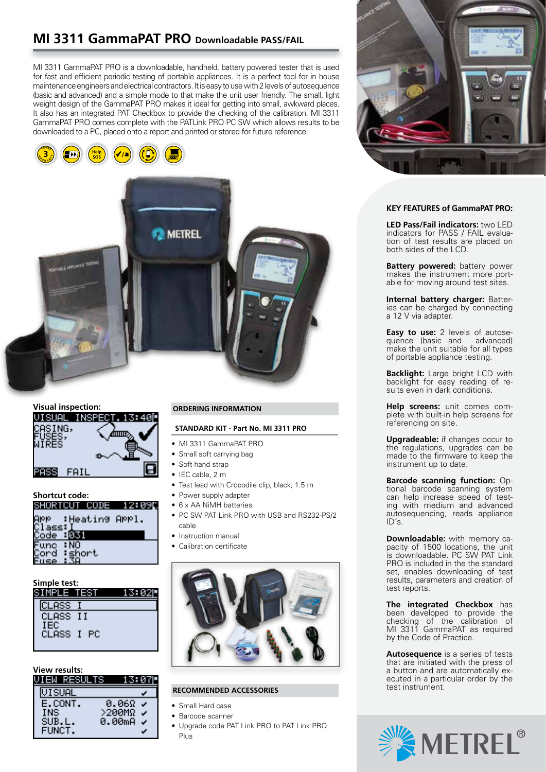# MI 3311 GammaPAT PRO Downloadable PASS/FAIL

MI 3311 GammaPAT PRO is a downloadable, handheld, battery powered tester that is used for fast and efficient periodic testing of portable appliances. It is a perfect tool for in house maintenance engineers and electrical contractors. It is easy to use with 2 levels of autosequence (basic and advanced) and a simple mode to that make the unit user friendly. The small, light weight design of the GammaPAT PRO makes it ideal for getting into small, awkward places. It also has an integrated PAT Checkbox to provide the checking of the calibration. MI 3311 GammaPAT PRO comes complete with the PATLink PRO PC SW which allows results to be downloaded to a PC, placed onto a report and printed or stored for future reference.

**Visual inspection:**

```
VISUAL INSPECT. 13:40
CASING,
FUSES,
WIRES
PASS  FAIL
```

**Shortcut code:**

```
SHORTCUT CODE   12:09
App   :Heating Appl.
Class:I
Code  :031
Func  :NO
Cord  :short
Fuse  :3A
```

**Simple test:**

```
SIMPLE TEST     13:02
CLASS I
CLASS II
IEC
CLASS I PC
```

**View results:**

```
VIEW RESULTS    13:07
VISUAL              ✓
E.CONT.    0.06Ω   ✓
INS       >200MΩ   ✓
SUB.L.     0.00mA  ✓
FUNCT.              ✓
```

## ORDERING INFORMATION

### STANDARD KIT - Part No. MI 3311 PRO

- MI 3311 GammaPAT PRO
- Small soft carrying bag
- Soft hand strap
- IEC cable, 2 m
- Test lead with Crocodile clip, black, 1.5 m
- Power supply adapter
- 6 x AA NiMH batteries
- PC SW PAT Link PRO with USB and RS232-PS/2 cable
- Instruction manual
- Calibration certificate

## RECOMMENDED ACCESSORIES

- Small Hard case
- Barcode scanner
- Upgrade code PAT Link PRO to PAT Link PRO Plus

## KEY FEATURES of GammaPAT PRO:

**LED Pass/Fail indicators:** two LED indicators for PASS / FAIL evaluation of test results are placed on both sides of the LCD.

**Battery powered:** battery power makes the instrument more portable for moving around test sites.

**Internal battery charger:** Batteries can be charged by connecting a 12 V via adapter.

**Easy to use:** 2 levels of autosequence (basic and advanced) make the unit suitable for all types of portable appliance testing.

**Backlight:** Large bright LCD with backlight for easy reading of results even in dark conditions.

**Help screens:** unit comes complete with built-in help screens for referencing on site.

**Upgradeable:** if changes occur to the regulations, upgrades can be made to the firmware to keep the instrument up to date.

**Barcode scanning function:** Optional barcode scanning system can help increase speed of testing with medium and advanced autosequencing, reads appliance ID´s.

**Downloadable:** with memory capacity of 1500 locations, the unit is downloadable. PC SW PAT Link PRO is included in the standard set, enables downloading of test results, parameters and creation of test reports.

**The integrated Checkbox** has been developed to provide the checking of the calibration of MI 3311 GammaPAT as required by the Code of Practice.

**Autosequence** is a series of tests that are initiated with the press of a button and are automatically executed in a particular order by the test instrument.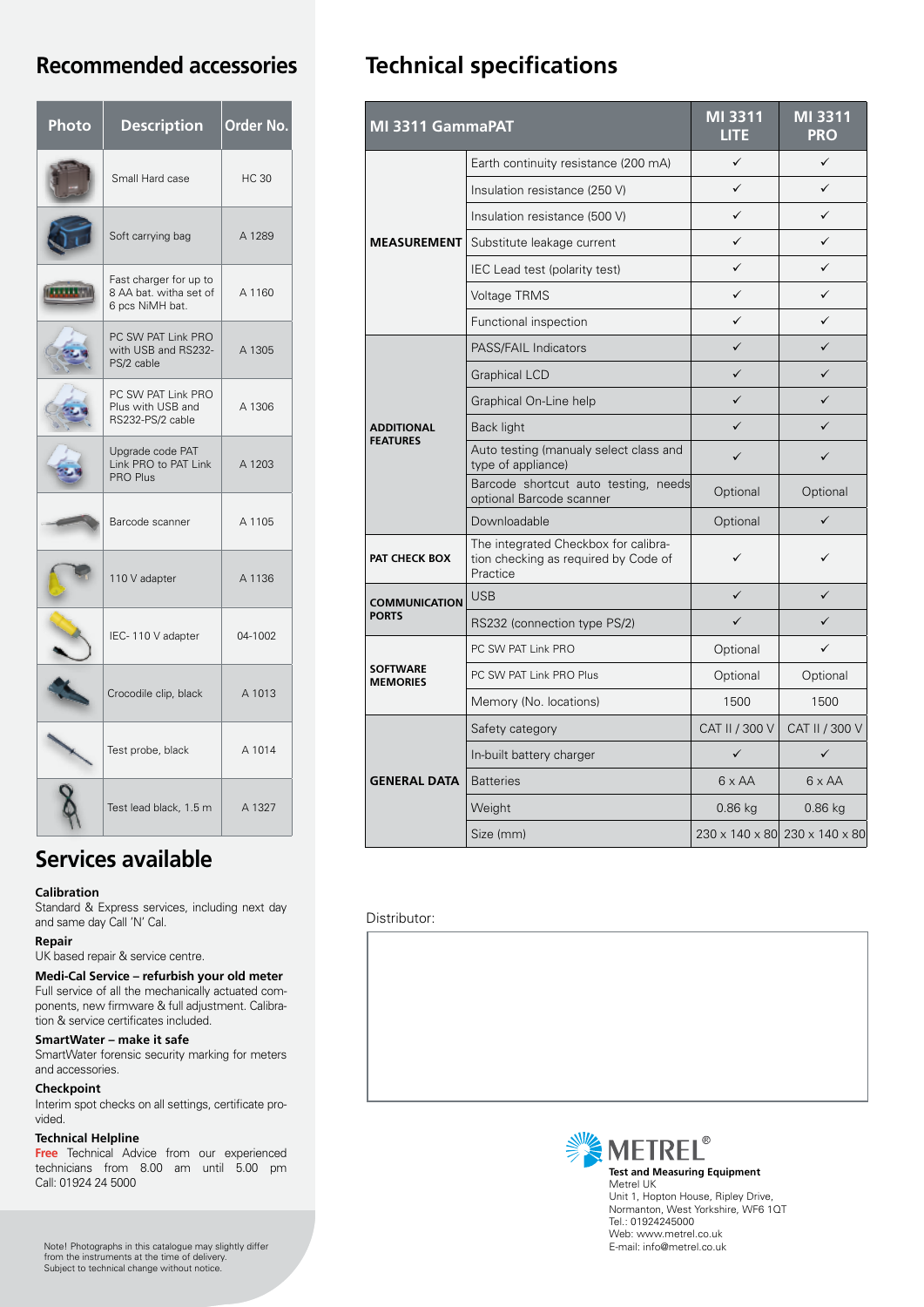## Recommended accessories

| Photo | Description | Order No. |
|---|---|---|
| | Small Hard case | HC 30 |
| | Soft carrying bag | A 1289 |
| | Fast charger for up to 8 AA bat. witha set of 6 pcs NiMH bat. | A 1160 |
| | PC SW PAT Link PRO with USB and RS232-PS/2 cable | A 1305 |
| | PC SW PAT Link PRO Plus with USB and RS232-PS/2 cable | A 1306 |
| | Upgrade code PAT Link PRO to PAT Link PRO Plus | A 1203 |
| | Barcode scanner | A 1105 |
| | 110 V adapter | A 1136 |
| | IEC- 110 V adapter | 04-1002 |
| | Crocodile clip, black | A 1013 |
| | Test probe, black | A 1014 |
| | Test lead black, 1.5 m | A 1327 |

## Services available

**Calibration**
Standard & Express services, including next day and same day Call 'N' Cal.

**Repair**
UK based repair & service centre.

**Medi-Cal Service – refurbish your old meter**
Full service of all the mechanically actuated components, new firmware & full adjustment. Calibration & service certificates included.

**SmartWater – make it safe**
SmartWater forensic security marking for meters and accessories.

**Checkpoint**
Interim spot checks on all settings, certificate provided.

**Technical Helpline**
**Free** Technical Advice from our experienced technicians from 8.00 am until 5.00 pm
Call: 01924 24 5000

Note! Photographs in this catalogue may slightly differ from the instruments at the time of delivery.
Subject to technical change without notice.

## Technical specifications

| MI 3311 GammaPAT | | MI 3311 LITE | MI 3311 PRO |
|---|---|---|---|
| MEASUREMENT | Earth continuity resistance (200 mA) | ✓ | ✓ |
| | Insulation resistance (250 V) | ✓ | ✓ |
| | Insulation resistance (500 V) | ✓ | ✓ |
| | Substitute leakage current | ✓ | ✓ |
| | IEC Lead test (polarity test) | ✓ | ✓ |
| | Voltage TRMS | ✓ | ✓ |
| | Functional inspection | ✓ | ✓ |
| ADDITIONAL FEATURES | PASS/FAIL Indicators | ✓ | ✓ |
| | Graphical LCD | ✓ | ✓ |
| | Graphical On-Line help | ✓ | ✓ |
| | Back light | ✓ | ✓ |
| | Auto testing (manualy select class and type of appliance) | ✓ | ✓ |
| | Barcode shortcut auto testing, needs optional Barcode scanner | Optional | Optional |
| | Downloadable | Optional | ✓ |
| PAT CHECK BOX | The integrated Checkbox for calibration checking as required by Code of Practice | ✓ | ✓ |
| COMMUNICATION PORTS | USB | ✓ | ✓ |
| | RS232 (connection type PS/2) | ✓ | ✓ |
| SOFTWARE MEMORIES | PC SW PAT Link PRO | Optional | ✓ |
| | PC SW PAT Link PRO Plus | Optional | Optional |
| | Memory (No. locations) | 1500 | 1500 |
| GENERAL DATA | Safety category | CAT II / 300 V | CAT II / 300 V |
| | In-built battery charger | ✓ | ✓ |
| | Batteries | 6 x AA | 6 x AA |
| | Weight | 0.86 kg | 0.86 kg |
| | Size (mm) | 230 x 140 x 80 | 230 x 140 x 80 |

Distributor:

METREL®
**Test and Measuring Equipment**
Metrel UK
Unit 1, Hopton House, Ripley Drive,
Normanton, West Yorkshire, WF6 1QT
Tel.: 01924245000
Web: www.metrel.co.uk
E-mail: info@metrel.co.uk